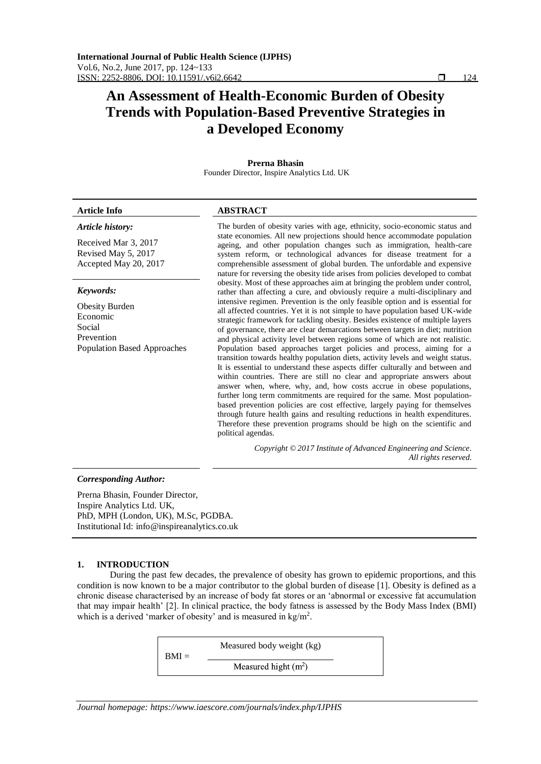# An Assessment of Health-Economic Burden of Obesity Trends with Population-Based Preventive Strategies in a Developed Economy

**Prerna Bhasin**

Founder Director, Inspire Analytics Ltd. UK

| Article Info | ABSTRACT |
|---|---|
| ***Article history:*** <br>Received Mar 3, 2017 <br>Revised May 5, 2017 <br>Accepted May 20, 2017 <br><br>***Keywords:*** <br>Obesity Burden <br>Economic <br>Social <br>Prevention <br>Population Based Approaches | The burden of obesity varies with age, ethnicity, socio-economic status and state economies. All new projections should hence accommodate population ageing, and other population changes such as immigration, health-care system reform, or technological advances for disease treatment for a comprehensible assessment of global burden. The unfordable and expensive nature for reversing the obesity tide arises from policies developed to combat obesity. Most of these approaches aim at bringing the problem under control, rather than affecting a cure, and obviously require a multi-disciplinary and intensive regimen. Prevention is the only feasible option and is essential for all affected countries. Yet it is not simple to have population based UK-wide strategic framework for tackling obesity. Besides existence of multiple layers of governance, there are clear demarcations between targets in diet; nutrition and physical activity level between regions some of which are not realistic. Population based approaches target policies and process, aiming for a transition towards healthy population diets, activity levels and weight status. It is essential to understand these aspects differ culturally and between and within countries. There are still no clear and appropriate answers about answer when, where, why, and, how costs accrue in obese populations, further long term commitments are required for the same. Most population-based prevention policies are cost effective, largely paying for themselves through future health gains and resulting reductions in health expenditures. Therefore these prevention programs should be high on the scientific and political agendas. <br><br>*Copyright © 2017 Institute of Advanced Engineering and Science. All rights reserved.* |

***Corresponding Author:***

Prerna Bhasin, Founder Director,
Inspire Analytics Ltd. UK,
PhD, MPH (London, UK), M.Sc, PGDBA.
Institutional Id: info@inspireanalytics.co.uk

## 1. INTRODUCTION

During the past few decades, the prevalence of obesity has grown to epidemic proportions, and this condition is now known to be a major contributor to the global burden of disease [1]. Obesity is defined as a chronic disease characterised by an increase of body fat stores or an 'abnormal or excessive fat accumulation that may impair health' [2]. In clinical practice, the body fatness is assessed by the Body Mass Index (BMI) which is a derived 'marker of obesity' and is measured in $kg/m^2$.

$$\text{BMI} = \frac{\text{Measured body weight (kg)}}{\text{Measured hight } (\text{m}^2)}$$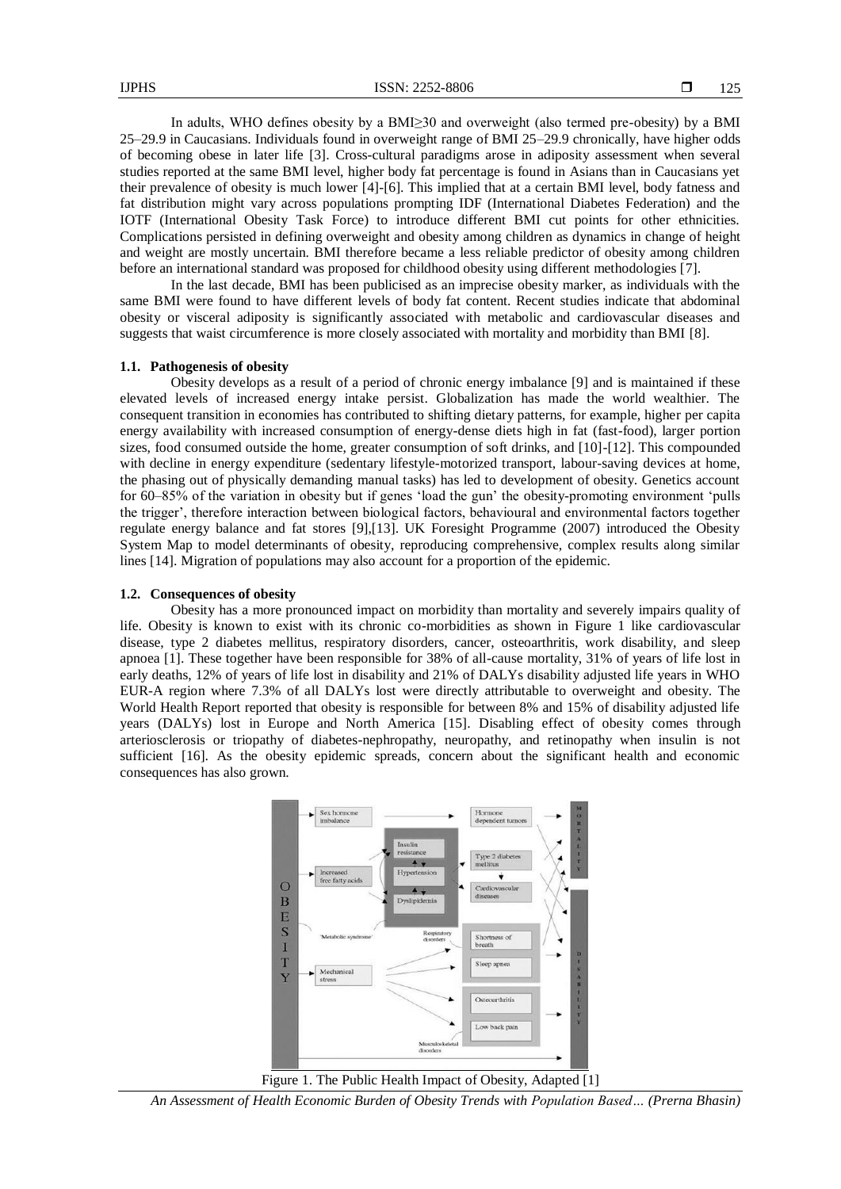In adults, WHO defines obesity by a BMI≥30 and overweight (also termed pre-obesity) by a BMI 25–29.9 in Caucasians. Individuals found in overweight range of BMI 25–29.9 chronically, have higher odds of becoming obese in later life [3]. Cross-cultural paradigms arose in adiposity assessment when several studies reported at the same BMI level, higher body fat percentage is found in Asians than in Caucasians yet their prevalence of obesity is much lower [4]-[6]. This implied that at a certain BMI level, body fatness and fat distribution might vary across populations prompting IDF (International Diabetes Federation) and the IOTF (International Obesity Task Force) to introduce different BMI cut points for other ethnicities. Complications persisted in defining overweight and obesity among children as dynamics in change of height and weight are mostly uncertain. BMI therefore became a less reliable predictor of obesity among children before an international standard was proposed for childhood obesity using different methodologies [7].

In the last decade, BMI has been publicised as an imprecise obesity marker, as individuals with the same BMI were found to have different levels of body fat content. Recent studies indicate that abdominal obesity or visceral adiposity is significantly associated with metabolic and cardiovascular diseases and suggests that waist circumference is more closely associated with mortality and morbidity than BMI [8].

### 1.1. Pathogenesis of obesity

Obesity develops as a result of a period of chronic energy imbalance [9] and is maintained if these elevated levels of increased energy intake persist. Globalization has made the world wealthier. The consequent transition in economies has contributed to shifting dietary patterns, for example, higher per capita energy availability with increased consumption of energy-dense diets high in fat (fast-food), larger portion sizes, food consumed outside the home, greater consumption of soft drinks, and [10]-[12]. This compounded with decline in energy expenditure (sedentary lifestyle-motorized transport, labour-saving devices at home, the phasing out of physically demanding manual tasks) has led to development of obesity. Genetics account for 60–85% of the variation in obesity but if genes 'load the gun' the obesity-promoting environment 'pulls the trigger', therefore interaction between biological factors, behavioural and environmental factors together regulate energy balance and fat stores [9],[13]. UK Foresight Programme (2007) introduced the Obesity System Map to model determinants of obesity, reproducing comprehensive, complex results along similar lines [14]. Migration of populations may also account for a proportion of the epidemic.

### 1.2. Consequences of obesity

Obesity has a more pronounced impact on morbidity than mortality and severely impairs quality of life. Obesity is known to exist with its chronic co-morbidities as shown in Figure 1 like cardiovascular disease, type 2 diabetes mellitus, respiratory disorders, cancer, osteoarthritis, work disability, and sleep apnoea [1]. These together have been responsible for 38% of all-cause mortality, 31% of years of life lost in early deaths, 12% of years of life lost in disability and 21% of DALYs disability adjusted life years in WHO EUR-A region where 7.3% of all DALYs lost were directly attributable to overweight and obesity. The World Health Report reported that obesity is responsible for between 8% and 15% of disability adjusted life years (DALYs) lost in Europe and North America [15]. Disabling effect of obesity comes through arteriosclerosis or triopathy of diabetes-nephropathy, neuropathy, and retinopathy when insulin is not sufficient [16]. As the obesity epidemic spreads, concern about the significant health and economic consequences has also grown.

Figure 1. The Public Health Impact of Obesity, Adapted [1]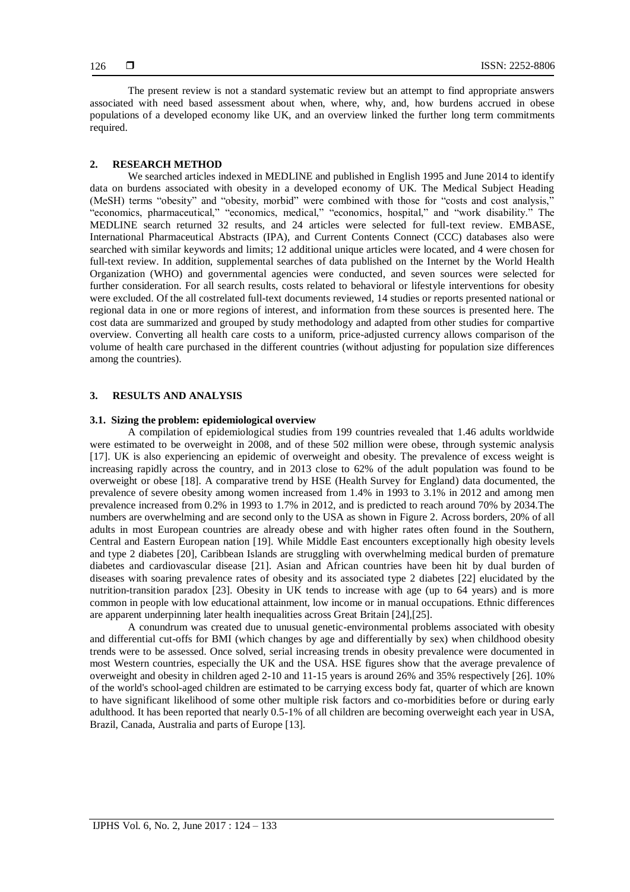The present review is not a standard systematic review but an attempt to find appropriate answers associated with need based assessment about when, where, why, and, how burdens accrued in obese populations of a developed economy like UK, and an overview linked the further long term commitments required.

## 2. RESEARCH METHOD

We searched articles indexed in MEDLINE and published in English 1995 and June 2014 to identify data on burdens associated with obesity in a developed economy of UK. The Medical Subject Heading (MeSH) terms "obesity" and "obesity, morbid" were combined with those for "costs and cost analysis," "economics, pharmaceutical," "economics, medical," "economics, hospital," and "work disability." The MEDLINE search returned 32 results, and 24 articles were selected for full-text review. EMBASE, International Pharmaceutical Abstracts (IPA), and Current Contents Connect (CCC) databases also were searched with similar keywords and limits; 12 additional unique articles were located, and 4 were chosen for full-text review. In addition, supplemental searches of data published on the Internet by the World Health Organization (WHO) and governmental agencies were conducted, and seven sources were selected for further consideration. For all search results, costs related to behavioral or lifestyle interventions for obesity were excluded. Of the all costrelated full-text documents reviewed, 14 studies or reports presented national or regional data in one or more regions of interest, and information from these sources is presented here. The cost data are summarized and grouped by study methodology and adapted from other studies for compartive overview. Converting all health care costs to a uniform, price-adjusted currency allows comparison of the volume of health care purchased in the different countries (without adjusting for population size differences among the countries).

## 3. RESULTS AND ANALYSIS

### 3.1. Sizing the problem: epidemiological overview

A compilation of epidemiological studies from 199 countries revealed that 1.46 adults worldwide were estimated to be overweight in 2008, and of these 502 million were obese, through systemic analysis [17]. UK is also experiencing an epidemic of overweight and obesity. The prevalence of excess weight is increasing rapidly across the country, and in 2013 close to 62% of the adult population was found to be overweight or obese [18]. A comparative trend by HSE (Health Survey for England) data documented, the prevalence of severe obesity among women increased from 1.4% in 1993 to 3.1% in 2012 and among men prevalence increased from 0.2% in 1993 to 1.7% in 2012, and is predicted to reach around 70% by 2034.The numbers are overwhelming and are second only to the USA as shown in Figure 2. Across borders, 20% of all adults in most European countries are already obese and with higher rates often found in the Southern, Central and Eastern European nation [19]. While Middle East encounters exceptionally high obesity levels and type 2 diabetes [20], Caribbean Islands are struggling with overwhelming medical burden of premature diabetes and cardiovascular disease [21]. Asian and African countries have been hit by dual burden of diseases with soaring prevalence rates of obesity and its associated type 2 diabetes [22] elucidated by the nutrition-transition paradox [23]. Obesity in UK tends to increase with age (up to 64 years) and is more common in people with low educational attainment, low income or in manual occupations. Ethnic differences are apparent underpinning later health inequalities across Great Britain [24],[25].

A conundrum was created due to unusual genetic-environmental problems associated with obesity and differential cut-offs for BMI (which changes by age and differentially by sex) when childhood obesity trends were to be assessed. Once solved, serial increasing trends in obesity prevalence were documented in most Western countries, especially the UK and the USA. HSE figures show that the average prevalence of overweight and obesity in children aged 2-10 and 11-15 years is around 26% and 35% respectively [26]. 10% of the world's school-aged children are estimated to be carrying excess body fat, quarter of which are known to have significant likelihood of some other multiple risk factors and co-morbidities before or during early adulthood. It has been reported that nearly 0.5-1% of all children are becoming overweight each year in USA, Brazil, Canada, Australia and parts of Europe [13].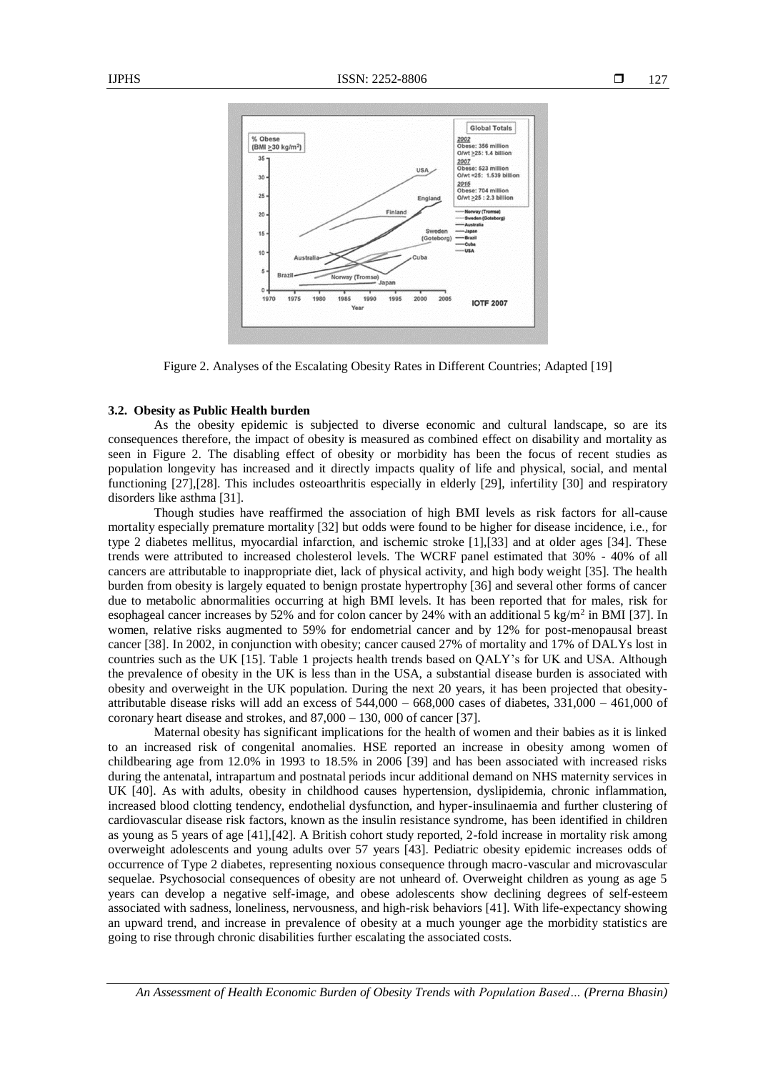Figure 2. Analyses of the Escalating Obesity Rates in Different Countries; Adapted [19]

### 3.2. Obesity as Public Health burden

As the obesity epidemic is subjected to diverse economic and cultural landscape, so are its consequences therefore, the impact of obesity is measured as combined effect on disability and mortality as seen in Figure 2. The disabling effect of obesity or morbidity has been the focus of recent studies as population longevity has increased and it directly impacts quality of life and physical, social, and mental functioning [27],[28]. This includes osteoarthritis especially in elderly [29], infertility [30] and respiratory disorders like asthma [31].

Though studies have reaffirmed the association of high BMI levels as risk factors for all-cause mortality especially premature mortality [32] but odds were found to be higher for disease incidence, i.e., for type 2 diabetes mellitus, myocardial infarction, and ischemic stroke [1],[33] and at older ages [34]. These trends were attributed to increased cholesterol levels. The WCRF panel estimated that 30% - 40% of all cancers are attributable to inappropriate diet, lack of physical activity, and high body weight [35]. The health burden from obesity is largely equated to benign prostate hypertrophy [36] and several other forms of cancer due to metabolic abnormalities occurring at high BMI levels. It has been reported that for males, risk for esophageal cancer increases by 52% and for colon cancer by 24% with an additional 5 kg/m$^2$ in BMI [37]. In women, relative risks augmented to 59% for endometrial cancer and by 12% for post-menopausal breast cancer [38]. In 2002, in conjunction with obesity; cancer caused 27% of mortality and 17% of DALYs lost in countries such as the UK [15]. Table 1 projects health trends based on QALY's for UK and USA. Although the prevalence of obesity in the UK is less than in the USA, a substantial disease burden is associated with obesity and overweight in the UK population. During the next 20 years, it has been projected that obesity-attributable disease risks will add an excess of 544,000 – 668,000 cases of diabetes, 331,000 – 461,000 of coronary heart disease and strokes, and 87,000 – 130, 000 of cancer [37].

Maternal obesity has significant implications for the health of women and their babies as it is linked to an increased risk of congenital anomalies. HSE reported an increase in obesity among women of childbearing age from 12.0% in 1993 to 18.5% in 2006 [39] and has been associated with increased risks during the antenatal, intrapartum and postnatal periods incur additional demand on NHS maternity services in UK [40]. As with adults, obesity in childhood causes hypertension, dyslipidemia, chronic inflammation, increased blood clotting tendency, endothelial dysfunction, and hyper-insulinaemia and further clustering of cardiovascular disease risk factors, known as the insulin resistance syndrome, has been identified in children as young as 5 years of age [41],[42]. A British cohort study reported, 2-fold increase in mortality risk among overweight adolescents and young adults over 57 years [43]. Pediatric obesity epidemic increases odds of occurrence of Type 2 diabetes, representing noxious consequence through macro-vascular and microvascular sequelae. Psychosocial consequences of obesity are not unheard of. Overweight children as young as age 5 years can develop a negative self-image, and obese adolescents show declining degrees of self-esteem associated with sadness, loneliness, nervousness, and high-risk behaviors [41]. With life-expectancy showing an upward trend, and increase in prevalence of obesity at a much younger age the morbidity statistics are going to rise through chronic disabilities further escalating the associated costs.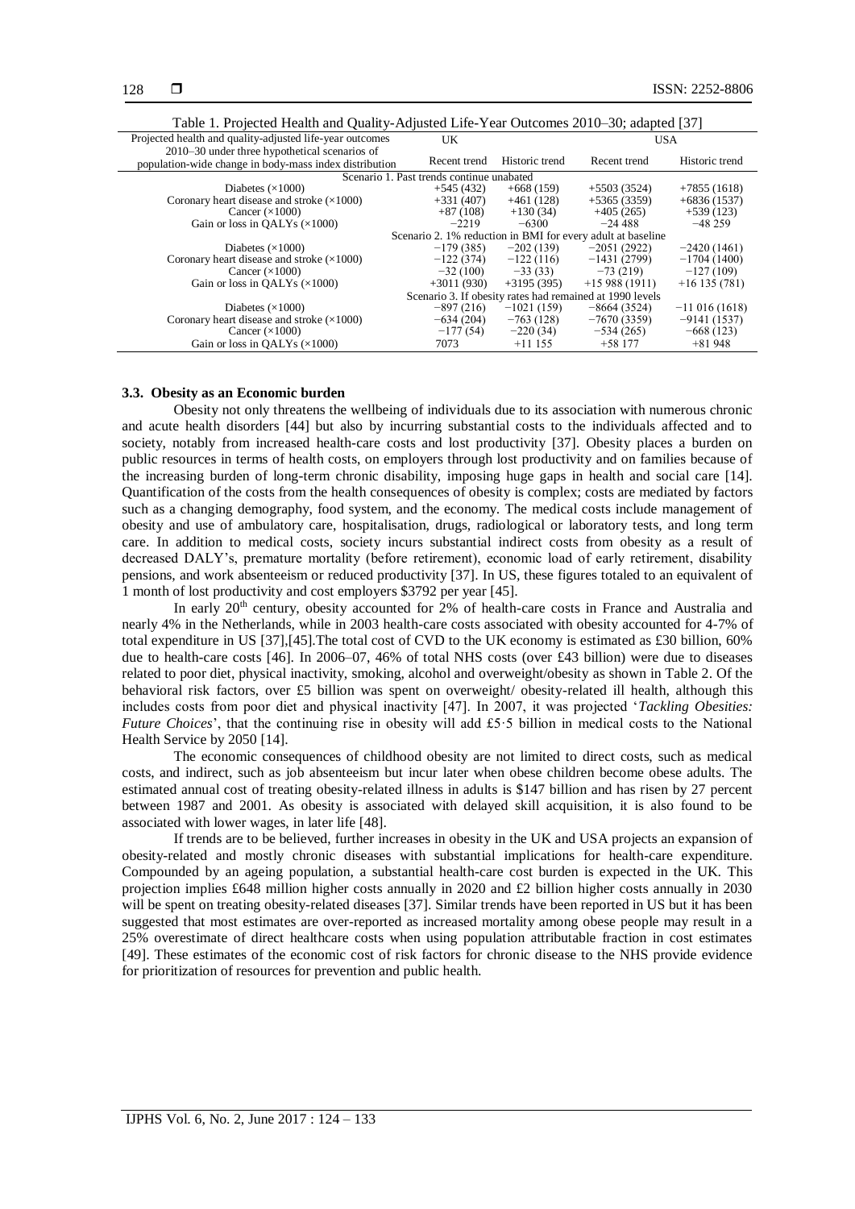Table 1. Projected Health and Quality-Adjusted Life-Year Outcomes 2010–30; adapted [37]

| Projected health and quality-adjusted life-year outcomes 2010–30 under three hypothetical scenarios of population-wide change in body-mass index distribution | UK | | USA | |
|---|---|---|---|---|
| | Recent trend | Historic trend | Recent trend | Historic trend |
| Scenario 1. Past trends continue unabated | | | | |
| Diabetes (×1000) | +545 (432) | +668 (159) | +5503 (3524) | +7855 (1618) |
| Coronary heart disease and stroke (×1000) | +331 (407) | +461 (128) | +5365 (3359) | +6836 (1537) |
| Cancer (×1000) | +87 (108) | +130 (34) | +405 (265) | +539 (123) |
| Gain or loss in QALYs (×1000) | −2219 | −6300 | −24 488 | −48 259 |
| Scenario 2. 1% reduction in BMI for every adult at baseline | | | | |
| Diabetes (×1000) | −179 (385) | −202 (139) | −2051 (2922) | −2420 (1461) |
| Coronary heart disease and stroke (×1000) | −122 (374) | −122 (116) | −1431 (2799) | −1704 (1400) |
| Cancer (×1000) | −32 (100) | −33 (33) | −73 (219) | −127 (109) |
| Gain or loss in QALYs (×1000) | +3011 (930) | +3195 (395) | +15 988 (1911) | +16 135 (781) |
| Scenario 3. If obesity rates had remained at 1990 levels | | | | |
| Diabetes (×1000) | −897 (216) | −1021 (159) | −8664 (3524) | −11 016 (1618) |
| Coronary heart disease and stroke (×1000) | −634 (204) | −763 (128) | −7670 (3359) | −9141 (1537) |
| Cancer (×1000) | −177 (54) | −220 (34) | −534 (265) | −668 (123) |
| Gain or loss in QALYs (×1000) | 7073 | +11 155 | +58 177 | +81 948 |

### 3.3. Obesity as an Economic burden

Obesity not only threatens the wellbeing of individuals due to its association with numerous chronic and acute health disorders [44] but also by incurring substantial costs to the individuals affected and to society, notably from increased health-care costs and lost productivity [37]. Obesity places a burden on public resources in terms of health costs, on employers through lost productivity and on families because of the increasing burden of long-term chronic disability, imposing huge gaps in health and social care [14]. Quantification of the costs from the health consequences of obesity is complex; costs are mediated by factors such as a changing demography, food system, and the economy. The medical costs include management of obesity and use of ambulatory care, hospitalisation, drugs, radiological or laboratory tests, and long term care. In addition to medical costs, society incurs substantial indirect costs from obesity as a result of decreased DALY's, premature mortality (before retirement), economic load of early retirement, disability pensions, and work absenteeism or reduced productivity [37]. In US, these figures totaled to an equivalent of 1 month of lost productivity and cost employers $3792 per year [45].

In early 20th century, obesity accounted for 2% of health-care costs in France and Australia and nearly 4% in the Netherlands, while in 2003 health-care costs associated with obesity accounted for 4-7% of total expenditure in US [37],[45].The total cost of CVD to the UK economy is estimated as £30 billion, 60% due to health-care costs [46]. In 2006–07, 46% of total NHS costs (over £43 billion) were due to diseases related to poor diet, physical inactivity, smoking, alcohol and overweight/obesity as shown in Table 2. Of the behavioral risk factors, over £5 billion was spent on overweight/ obesity-related ill health, although this includes costs from poor diet and physical inactivity [47]. In 2007, it was projected '*Tackling Obesities: Future Choices*', that the continuing rise in obesity will add £5·5 billion in medical costs to the National Health Service by 2050 [14].

The economic consequences of childhood obesity are not limited to direct costs, such as medical costs, and indirect, such as job absenteeism but incur later when obese children become obese adults. The estimated annual cost of treating obesity-related illness in adults is $147 billion and has risen by 27 percent between 1987 and 2001. As obesity is associated with delayed skill acquisition, it is also found to be associated with lower wages, in later life [48].

If trends are to be believed, further increases in obesity in the UK and USA projects an expansion of obesity-related and mostly chronic diseases with substantial implications for health-care expenditure. Compounded by an ageing population, a substantial health-care cost burden is expected in the UK. This projection implies £648 million higher costs annually in 2020 and £2 billion higher costs annually in 2030 will be spent on treating obesity-related diseases [37]. Similar trends have been reported in US but it has been suggested that most estimates are over-reported as increased mortality among obese people may result in a 25% overestimate of direct healthcare costs when using population attributable fraction in cost estimates [49]. These estimates of the economic cost of risk factors for chronic disease to the NHS provide evidence for prioritization of resources for prevention and public health.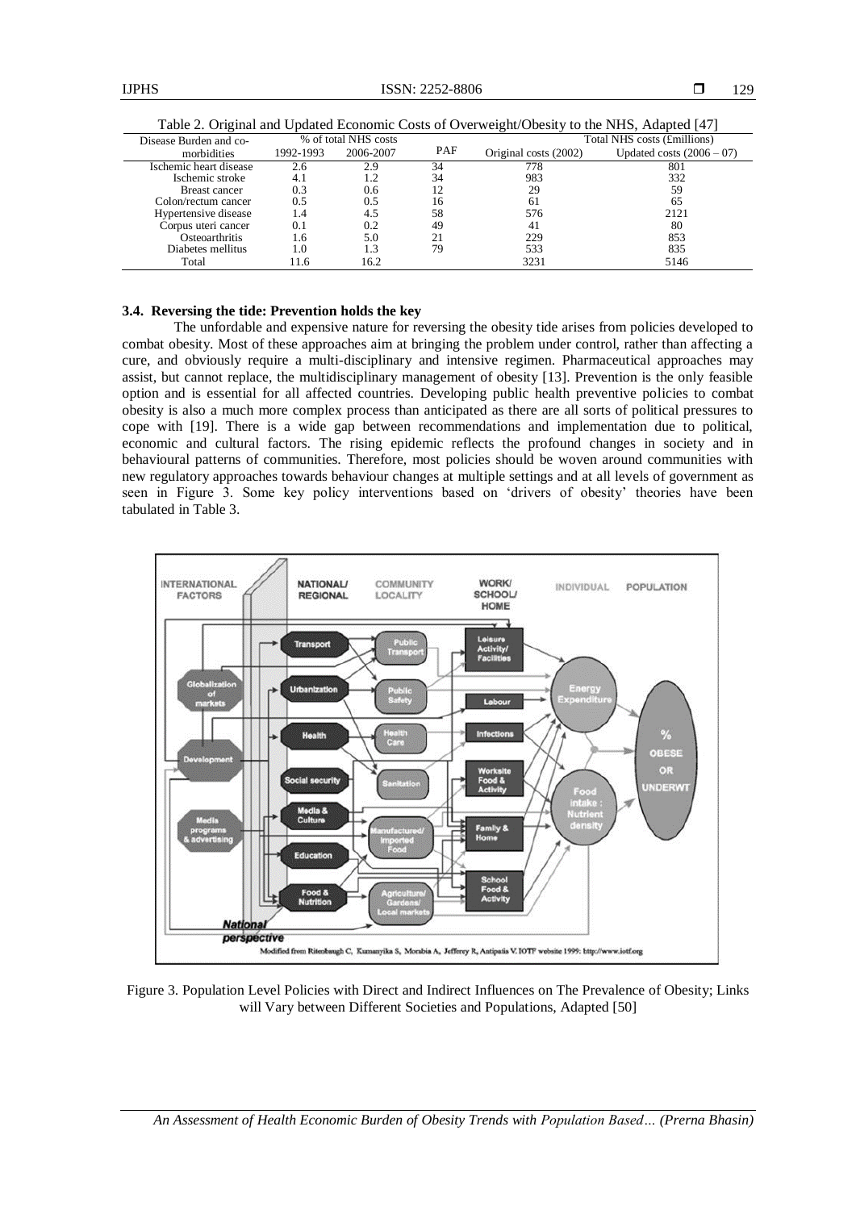Table 2. Original and Updated Economic Costs of Overweight/Obesity to the NHS, Adapted [47]

| Disease Burden and co-morbidities | % of total NHS costs | | PAF | Total NHS costs (£millions) | |
|---|---|---|---|---|---|
| | 1992-1993 | 2006-2007 | | Original costs (2002) | Updated costs (2006 – 07) |
| Ischemic heart disease | 2.6 | 2.9 | 34 | 778 | 801 |
| Ischemic stroke | 4.1 | 1.2 | 34 | 983 | 332 |
| Breast cancer | 0.3 | 0.6 | 12 | 29 | 59 |
| Colon/rectum cancer | 0.5 | 0.5 | 16 | 61 | 65 |
| Hypertensive disease | 1.4 | 4.5 | 58 | 576 | 2121 |
| Corpus uteri cancer | 0.1 | 0.2 | 49 | 41 | 80 |
| Osteoarthritis | 1.6 | 5.0 | 21 | 229 | 853 |
| Diabetes mellitus | 1.0 | 1.3 | 79 | 533 | 835 |
| Total | 11.6 | 16.2 | | 3231 | 5146 |

### 3.4. Reversing the tide: Prevention holds the key

The unfordable and expensive nature for reversing the obesity tide arises from policies developed to combat obesity. Most of these approaches aim at bringing the problem under control, rather than affecting a cure, and obviously require a multi-disciplinary and intensive regimen. Pharmaceutical approaches may assist, but cannot replace, the multidisciplinary management of obesity [13]. Prevention is the only feasible option and is essential for all affected countries. Developing public health preventive policies to combat obesity is also a much more complex process than anticipated as there are all sorts of political pressures to cope with [19]. There is a wide gap between recommendations and implementation due to political, economic and cultural factors. The rising epidemic reflects the profound changes in society and in behavioural patterns of communities. Therefore, most policies should be woven around communities with new regulatory approaches towards behaviour changes at multiple settings and at all levels of government as seen in Figure 3. Some key policy interventions based on 'drivers of obesity' theories have been tabulated in Table 3.

Figure 3. Population Level Policies with Direct and Indirect Influences on The Prevalence of Obesity; Links will Vary between Different Societies and Populations, Adapted [50]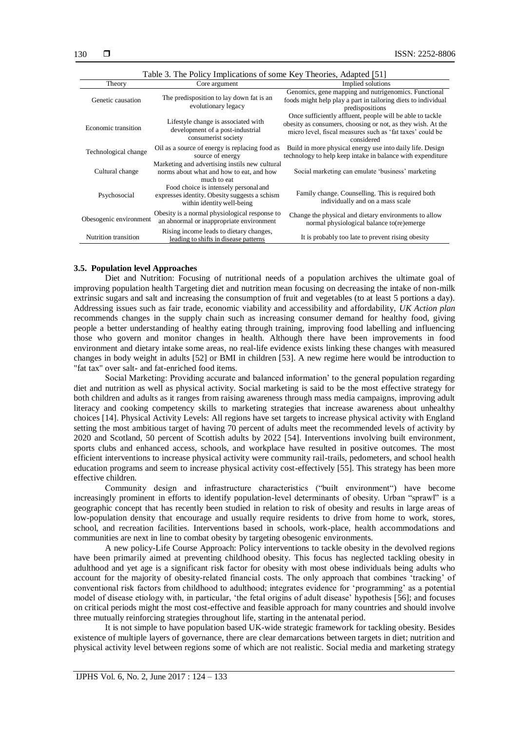Table 3. The Policy Implications of some Key Theories, Adapted [51]

| Theory | Core argument | Implied solutions |
|---|---|---|
| Genetic causation | The predisposition to lay down fat is an evolutionary legacy | Genomics, gene mapping and nutrigenomics. Functional foods might help play a part in tailoring diets to individual predispositions |
| Economic transition | Lifestyle change is associated with development of a post-industrial consumerist society | Once sufficiently affluent, people will be able to tackle obesity as consumers, choosing or not, as they wish. At the micro level, fiscal measures such as 'fat taxes' could be considered |
| Technological change | Oil as a source of energy is replacing food as source of energy | Build in more physical energy use into daily life. Design technology to help keep intake in balance with expenditure |
| Cultural change | Marketing and advertising instils new cultural norms about what and how to eat, and how much to eat | Social marketing can emulate 'business' marketing |
| Psychosocial | Food choice is intensely personal and expresses identity. Obesity suggests a schism within identity well-being | Family change. Counselling. This is required both individually and on a mass scale |
| Obesogenic environment | Obesity is a normal physiological response to an abnormal or inappropriate environment | Change the physical and dietary environments to allow normal physiological balance to(re)emerge |
| Nutrition transition | Rising income leads to dietary changes, leading to shifts in disease patterns | It is probably too late to prevent rising obesity |

### 3.5. Population level Approaches

Diet and Nutrition: Focusing of nutritional needs of a population archives the ultimate goal of improving population health Targeting diet and nutrition mean focusing on decreasing the intake of non-milk extrinsic sugars and salt and increasing the consumption of fruit and vegetables (to at least 5 portions a day). Addressing issues such as fair trade, economic viability and accessibility and affordability, *UK Action plan* recommends changes in the supply chain such as increasing consumer demand for healthy food, giving people a better understanding of healthy eating through training, improving food labelling and influencing those who govern and monitor changes in health. Although there have been improvements in food environment and dietary intake some areas, no real-life evidence exists linking these changes with measured changes in body weight in adults [52] or BMI in children [53]. A new regime here would be introduction to "fat tax" over salt- and fat-enriched food items.

Social Marketing: Providing accurate and balanced information' to the general population regarding diet and nutrition as well as physical activity. Social marketing is said to be the most effective strategy for both children and adults as it ranges from raising awareness through mass media campaigns, improving adult literacy and cooking competency skills to marketing strategies that increase awareness about unhealthy choices [14]. Physical Activity Levels: All regions have set targets to increase physical activity with England setting the most ambitious target of having 70 percent of adults meet the recommended levels of activity by 2020 and Scotland, 50 percent of Scottish adults by 2022 [54]. Interventions involving built environment, sports clubs and enhanced access, schools, and workplace have resulted in positive outcomes. The most efficient interventions to increase physical activity were community rail-trails, pedometers, and school health education programs and seem to increase physical activity cost-effectively [55]. This strategy has been more effective children.

Community design and infrastructure characteristics ("built environment") have become increasingly prominent in efforts to identify population-level determinants of obesity. Urban "sprawl" is a geographic concept that has recently been studied in relation to risk of obesity and results in large areas of low-population density that encourage and usually require residents to drive from home to work, stores, school, and recreation facilities. Interventions based in schools, work-place, health accommodations and communities are next in line to combat obesity by targeting obesogenic environments.

A new policy-Life Course Approach: Policy interventions to tackle obesity in the devolved regions have been primarily aimed at preventing childhood obesity. This focus has neglected tackling obesity in adulthood and yet age is a significant risk factor for obesity with most obese individuals being adults who account for the majority of obesity-related financial costs. The only approach that combines 'tracking' of conventional risk factors from childhood to adulthood; integrates evidence for 'programming' as a potential model of disease etiology with, in particular, 'the fetal origins of adult disease' hypothesis [56]; and focuses on critical periods might the most cost-effective and feasible approach for many countries and should involve three mutually reinforcing strategies throughout life, starting in the antenatal period.

It is not simple to have population based UK-wide strategic framework for tackling obesity. Besides existence of multiple layers of governance, there are clear demarcations between targets in diet; nutrition and physical activity level between regions some of which are not realistic. Social media and marketing strategy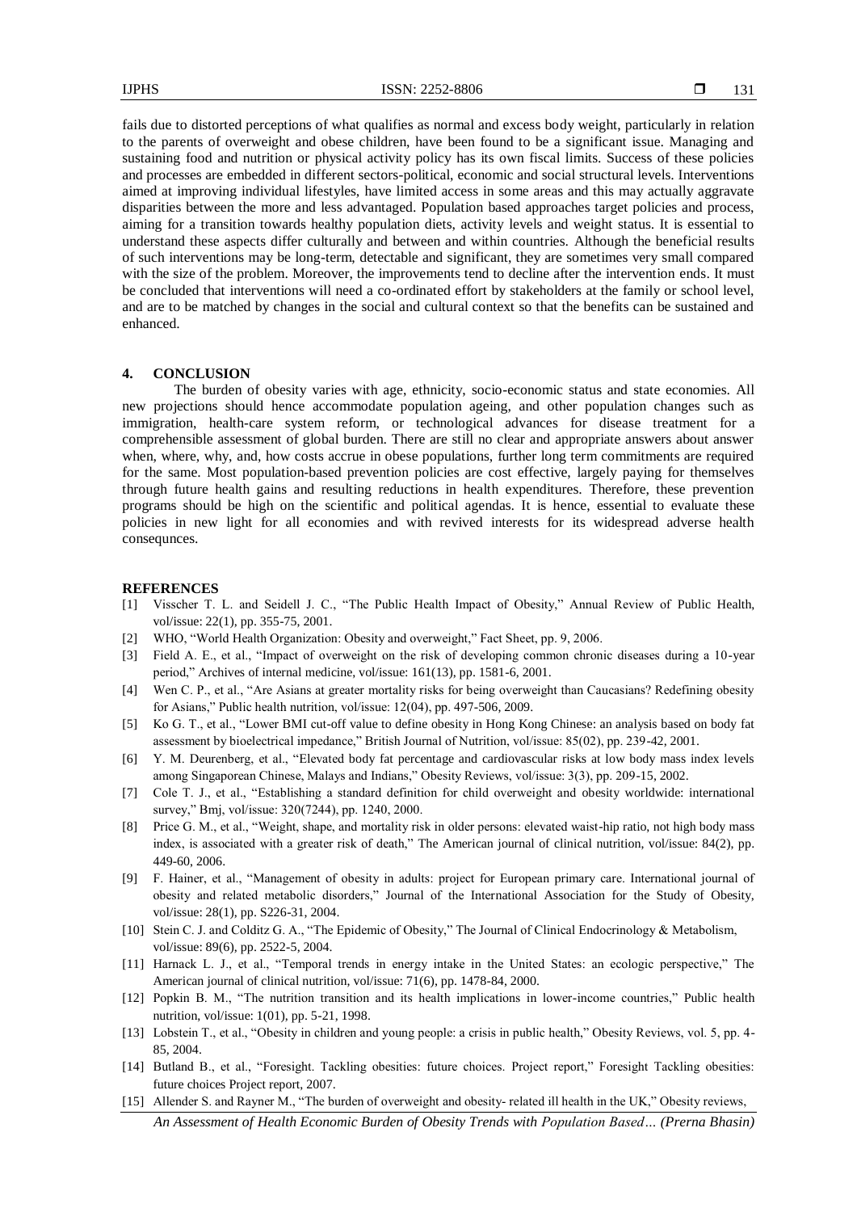fails due to distorted perceptions of what qualifies as normal and excess body weight, particularly in relation to the parents of overweight and obese children, have been found to be a significant issue. Managing and sustaining food and nutrition or physical activity policy has its own fiscal limits. Success of these policies and processes are embedded in different sectors-political, economic and social structural levels. Interventions aimed at improving individual lifestyles, have limited access in some areas and this may actually aggravate disparities between the more and less advantaged. Population based approaches target policies and process, aiming for a transition towards healthy population diets, activity levels and weight status. It is essential to understand these aspects differ culturally and between and within countries. Although the beneficial results of such interventions may be long-term, detectable and significant, they are sometimes very small compared with the size of the problem. Moreover, the improvements tend to decline after the intervention ends. It must be concluded that interventions will need a co-ordinated effort by stakeholders at the family or school level, and are to be matched by changes in the social and cultural context so that the benefits can be sustained and enhanced.

## 4. CONCLUSION

The burden of obesity varies with age, ethnicity, socio-economic status and state economies. All new projections should hence accommodate population ageing, and other population changes such as immigration, health-care system reform, or technological advances for disease treatment for a comprehensible assessment of global burden. There are still no clear and appropriate answers about answer when, where, why, and, how costs accrue in obese populations, further long term commitments are required for the same. Most population-based prevention policies are cost effective, largely paying for themselves through future health gains and resulting reductions in health expenditures. Therefore, these prevention programs should be high on the scientific and political agendas. It is hence, essential to evaluate these policies in new light for all economies and with revived interests for its widespread adverse health consequnces.

## REFERENCES

- [1] Visscher T. L. and Seidell J. C., "The Public Health Impact of Obesity," Annual Review of Public Health, vol/issue: 22(1), pp. 355-75, 2001.
- [2] WHO, "World Health Organization: Obesity and overweight," Fact Sheet, pp. 9, 2006.
- [3] Field A. E., et al., "Impact of overweight on the risk of developing common chronic diseases during a 10-year period," Archives of internal medicine, vol/issue: 161(13), pp. 1581-6, 2001.
- [4] Wen C. P., et al., "Are Asians at greater mortality risks for being overweight than Caucasians? Redefining obesity for Asians," Public health nutrition, vol/issue: 12(04), pp. 497-506, 2009.
- [5] Ko G. T., et al., "Lower BMI cut-off value to define obesity in Hong Kong Chinese: an analysis based on body fat assessment by bioelectrical impedance," British Journal of Nutrition, vol/issue: 85(02), pp. 239-42, 2001.
- [6] Y. M. Deurenberg, et al., "Elevated body fat percentage and cardiovascular risks at low body mass index levels among Singaporean Chinese, Malays and Indians," Obesity Reviews, vol/issue: 3(3), pp. 209-15, 2002.
- [7] Cole T. J., et al., "Establishing a standard definition for child overweight and obesity worldwide: international survey," Bmj, vol/issue: 320(7244), pp. 1240, 2000.
- [8] Price G. M., et al., "Weight, shape, and mortality risk in older persons: elevated waist-hip ratio, not high body mass index, is associated with a greater risk of death," The American journal of clinical nutrition, vol/issue: 84(2), pp. 449-60, 2006.
- [9] F. Hainer, et al., "Management of obesity in adults: project for European primary care. International journal of obesity and related metabolic disorders," Journal of the International Association for the Study of Obesity, vol/issue: 28(1), pp. S226-31, 2004.
- [10] Stein C. J. and Colditz G. A., "The Epidemic of Obesity," The Journal of Clinical Endocrinology & Metabolism, vol/issue: 89(6), pp. 2522-5, 2004.
- [11] Harnack L. J., et al., "Temporal trends in energy intake in the United States: an ecologic perspective," The American journal of clinical nutrition, vol/issue: 71(6), pp. 1478-84, 2000.
- [12] Popkin B. M., "The nutrition transition and its health implications in lower-income countries," Public health nutrition, vol/issue: 1(01), pp. 5-21, 1998.
- [13] Lobstein T., et al., "Obesity in children and young people: a crisis in public health," Obesity Reviews, vol. 5, pp. 4-85, 2004.
- [14] Butland B., et al., "Foresight. Tackling obesities: future choices. Project report," Foresight Tackling obesities: future choices Project report, 2007.
- [15] Allender S. and Rayner M., "The burden of overweight and obesity- related ill health in the UK," Obesity reviews,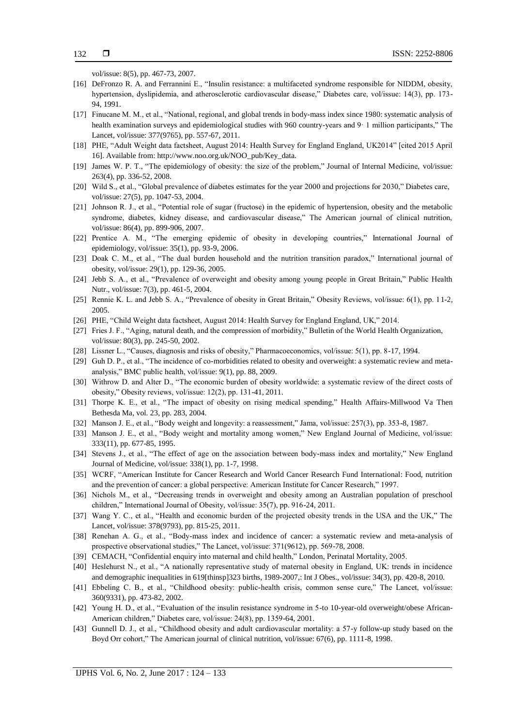vol/issue: 8(5), pp. 467-73, 2007.

[16] DeFronzo R. A. and Ferrannini E., "Insulin resistance: a multifaceted syndrome responsible for NIDDM, obesity, hypertension, dyslipidemia, and atherosclerotic cardiovascular disease," Diabetes care, vol/issue: 14(3), pp. 173-94, 1991.

[17] Finucane M. M., et al., "National, regional, and global trends in body-mass index since 1980: systematic analysis of health examination surveys and epidemiological studies with 960 country-years and 9· 1 million participants," The Lancet, vol/issue: 377(9765), pp. 557-67, 2011.

[18] PHE, "Adult Weight data factsheet, August 2014: Health Survey for England England, UK2014" [cited 2015 April 16]. Available from: http://www.noo.org.uk/NOO_pub/Key_data.

[19] James W. P. T., "The epidemiology of obesity: the size of the problem," Journal of Internal Medicine, vol/issue: 263(4), pp. 336-52, 2008.

[20] Wild S., et al., "Global prevalence of diabetes estimates for the year 2000 and projections for 2030," Diabetes care, vol/issue: 27(5), pp. 1047-53, 2004.

[21] Johnson R. J., et al., "Potential role of sugar (fructose) in the epidemic of hypertension, obesity and the metabolic syndrome, diabetes, kidney disease, and cardiovascular disease," The American journal of clinical nutrition, vol/issue: 86(4), pp. 899-906, 2007.

[22] Prentice A. M., "The emerging epidemic of obesity in developing countries," International Journal of epidemiology, vol/issue: 35(1), pp. 93-9, 2006.

[23] Doak C. M., et al., "The dual burden household and the nutrition transition paradox," International journal of obesity, vol/issue: 29(1), pp. 129-36, 2005.

[24] Jebb S. A., et al., "Prevalence of overweight and obesity among young people in Great Britain," Public Health Nutr., vol/issue: 7(3), pp. 461-5, 2004.

[25] Rennie K. L. and Jebb S. A., "Prevalence of obesity in Great Britain," Obesity Reviews, vol/issue: 6(1), pp. 11-2, 2005.

[26] PHE, "Child Weight data factsheet, August 2014: Health Survey for England England, UK," 2014.

[27] Fries J. F., "Aging, natural death, and the compression of morbidity," Bulletin of the World Health Organization, vol/issue: 80(3), pp. 245-50, 2002.

[28] Lissner L., "Causes, diagnosis and risks of obesity," Pharmacoeconomics, vol/issue: 5(1), pp. 8-17, 1994.

[29] Guh D. P., et al., "The incidence of co-morbidities related to obesity and overweight: a systematic review and meta-analysis," BMC public health, vol/issue: 9(1), pp. 88, 2009.

[30] Withrow D. and Alter D., "The economic burden of obesity worldwide: a systematic review of the direct costs of obesity," Obesity reviews, vol/issue: 12(2), pp. 131-41, 2011.

[31] Thorpe K. E., et al., "The impact of obesity on rising medical spending," Health Affairs-Millwood Va Then Bethesda Ma, vol. 23, pp. 283, 2004.

[32] Manson J. E., et al., "Body weight and longevity: a reassessment," Jama, vol/issue: 257(3), pp. 353-8, 1987.

[33] Manson J. E., et al., "Body weight and mortality among women," New England Journal of Medicine, vol/issue: 333(11), pp. 677-85, 1995.

[34] Stevens J., et al., "The effect of age on the association between body-mass index and mortality," New England Journal of Medicine, vol/issue: 338(1), pp. 1-7, 1998.

[35] WCRF, "American Institute for Cancer Research and World Cancer Research Fund International: Food, nutrition and the prevention of cancer: a global perspective: American Institute for Cancer Research," 1997.

[36] Nichols M., et al., "Decreasing trends in overweight and obesity among an Australian population of preschool children," International Journal of Obesity, vol/issue: 35(7), pp. 916-24, 2011.

[37] Wang Y. C., et al., "Health and economic burden of the projected obesity trends in the USA and the UK," The Lancet, vol/issue: 378(9793), pp. 815-25, 2011.

[38] Renehan A. G., et al., "Body-mass index and incidence of cancer: a systematic review and meta-analysis of prospective observational studies," The Lancet, vol/issue: 371(9612), pp. 569-78, 2008.

[39] CEMACH, "Confidential enquiry into maternal and child health," London, Perinatal Mortality, 2005.

[40] Heslehurst N., et al., "A nationally representative study of maternal obesity in England, UK: trends in incidence and demographic inequalities in 619[thinsp]323 births, 1989-2007,: Int J Obes., vol/issue: 34(3), pp. 420-8, 2010.

[41] Ebbeling C. B., et al., "Childhood obesity: public-health crisis, common sense cure," The Lancet, vol/issue: 360(9331), pp. 473-82, 2002.

[42] Young H. D., et al., "Evaluation of the insulin resistance syndrome in 5-to 10-year-old overweight/obese African-American children," Diabetes care, vol/issue: 24(8), pp. 1359-64, 2001.

[43] Gunnell D. J., et al., "Childhood obesity and adult cardiovascular mortality: a 57-y follow-up study based on the Boyd Orr cohort," The American journal of clinical nutrition, vol/issue: 67(6), pp. 1111-8, 1998.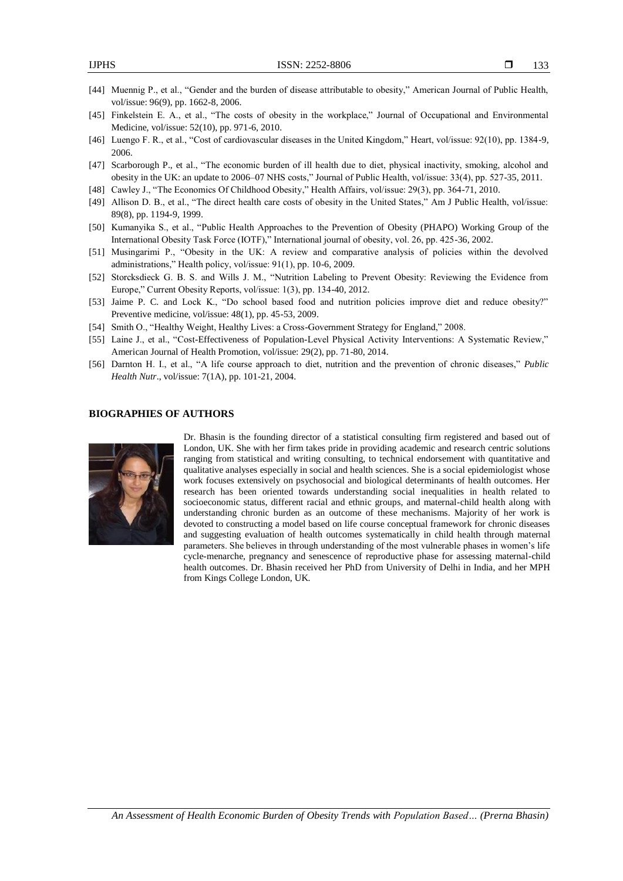[44] Muennig P., et al., "Gender and the burden of disease attributable to obesity," American Journal of Public Health, vol/issue: 96(9), pp. 1662-8, 2006.

[45] Finkelstein E. A., et al., "The costs of obesity in the workplace," Journal of Occupational and Environmental Medicine, vol/issue: 52(10), pp. 971-6, 2010.

[46] Luengo F. R., et al., "Cost of cardiovascular diseases in the United Kingdom," Heart, vol/issue: 92(10), pp. 1384-9, 2006.

[47] Scarborough P., et al., "The economic burden of ill health due to diet, physical inactivity, smoking, alcohol and obesity in the UK: an update to 2006–07 NHS costs," Journal of Public Health, vol/issue: 33(4), pp. 527-35, 2011.

[48] Cawley J., "The Economics Of Childhood Obesity," Health Affairs, vol/issue: 29(3), pp. 364-71, 2010.

[49] Allison D. B., et al., "The direct health care costs of obesity in the United States," Am J Public Health, vol/issue: 89(8), pp. 1194-9, 1999.

[50] Kumanyika S., et al., "Public Health Approaches to the Prevention of Obesity (PHAPO) Working Group of the International Obesity Task Force (IOTF)," International journal of obesity, vol. 26, pp. 425-36, 2002.

[51] Musingarimi P., "Obesity in the UK: A review and comparative analysis of policies within the devolved administrations," Health policy, vol/issue: 91(1), pp. 10-6, 2009.

[52] Storcksdieck G. B. S. and Wills J. M., "Nutrition Labeling to Prevent Obesity: Reviewing the Evidence from Europe," Current Obesity Reports, vol/issue: 1(3), pp. 134-40, 2012.

[53] Jaime P. C. and Lock K., "Do school based food and nutrition policies improve diet and reduce obesity?" Preventive medicine, vol/issue: 48(1), pp. 45-53, 2009.

[54] Smith O., "Healthy Weight, Healthy Lives: a Cross-Government Strategy for England," 2008.

[55] Laine J., et al., "Cost-Effectiveness of Population-Level Physical Activity Interventions: A Systematic Review," American Journal of Health Promotion, vol/issue: 29(2), pp. 71-80, 2014.

[56] Darnton H. I., et al., "A life course approach to diet, nutrition and the prevention of chronic diseases," *Public Health Nutr*., vol/issue: 7(1A), pp. 101-21, 2004.

## BIOGRAPHIES OF AUTHORS

Dr. Bhasin is the founding director of a statistical consulting firm registered and based out of London, UK. She with her firm takes pride in providing academic and research centric solutions ranging from statistical and writing consulting, to technical endorsement with quantitative and qualitative analyses especially in social and health sciences. She is a social epidemiologist whose work focuses extensively on psychosocial and biological determinants of health outcomes. Her research has been oriented towards understanding social inequalities in health related to socioeconomic status, different racial and ethnic groups, and maternal-child health along with understanding chronic burden as an outcome of these mechanisms. Majority of her work is devoted to constructing a model based on life course conceptual framework for chronic diseases and suggesting evaluation of health outcomes systematically in child health through maternal parameters. She believes in through understanding of the most vulnerable phases in women's life cycle-menarche, pregnancy and senescence of reproductive phase for assessing maternal-child health outcomes. Dr. Bhasin received her PhD from University of Delhi in India, and her MPH from Kings College London, UK.